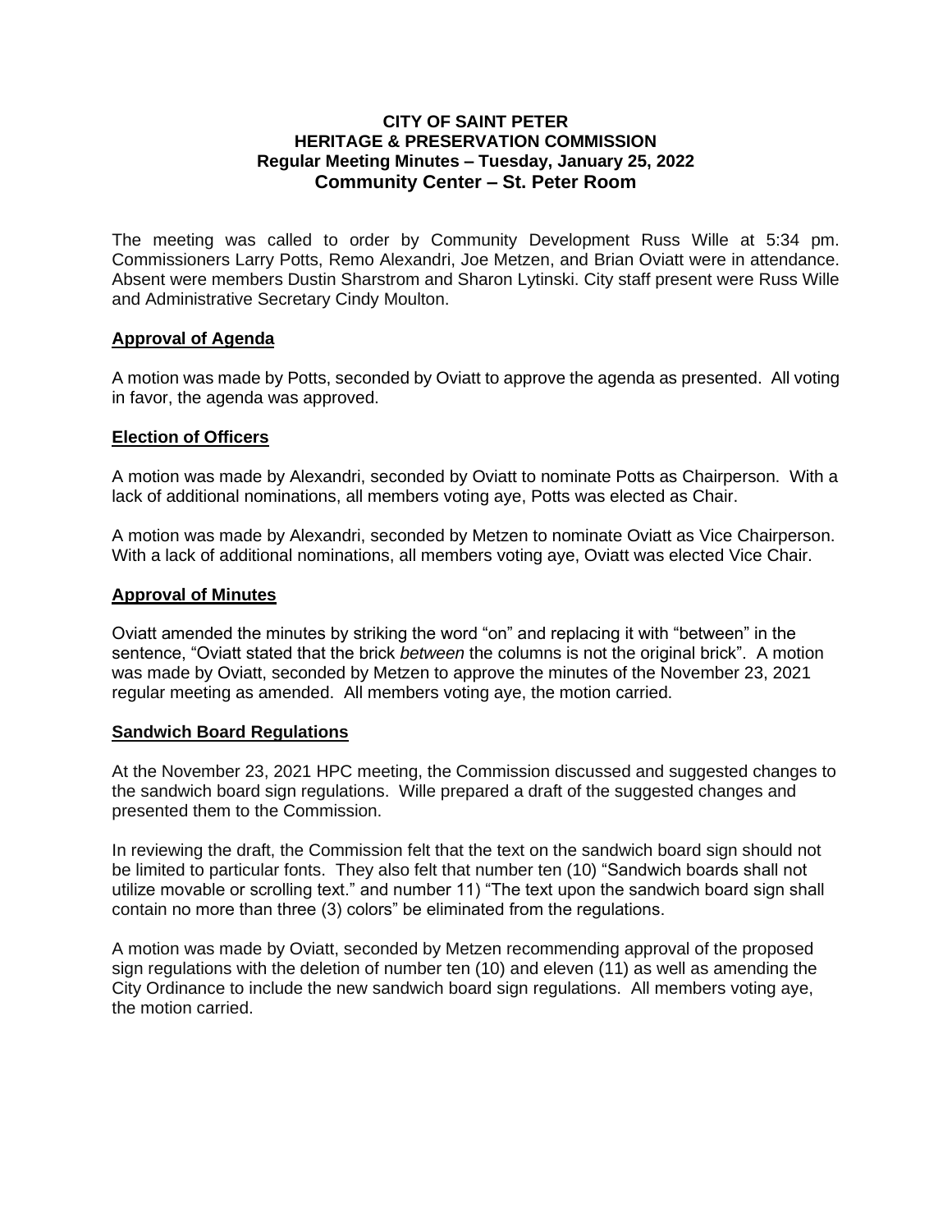**CITY OF SAINT PETER**
**HERITAGE & PRESERVATION COMMISSION**
**Regular Meeting Minutes – Tuesday, January 25, 2022**
**Community Center – St. Peter Room**

The meeting was called to order by Community Development Russ Wille at 5:34 pm. Commissioners Larry Potts, Remo Alexandri, Joe Metzen, and Brian Oviatt were in attendance. Absent were members Dustin Sharstrom and Sharon Lytinski. City staff present were Russ Wille and Administrative Secretary Cindy Moulton.

## Approval of Agenda

A motion was made by Potts, seconded by Oviatt to approve the agenda as presented. All voting in favor, the agenda was approved.

## Election of Officers

A motion was made by Alexandri, seconded by Oviatt to nominate Potts as Chairperson. With a lack of additional nominations, all members voting aye, Potts was elected as Chair.

A motion was made by Alexandri, seconded by Metzen to nominate Oviatt as Vice Chairperson. With a lack of additional nominations, all members voting aye, Oviatt was elected Vice Chair.

## Approval of Minutes

Oviatt amended the minutes by striking the word "on" and replacing it with "between" in the sentence, "Oviatt stated that the brick *between* the columns is not the original brick". A motion was made by Oviatt, seconded by Metzen to approve the minutes of the November 23, 2021 regular meeting as amended. All members voting aye, the motion carried.

## Sandwich Board Regulations

At the November 23, 2021 HPC meeting, the Commission discussed and suggested changes to the sandwich board sign regulations. Wille prepared a draft of the suggested changes and presented them to the Commission.

In reviewing the draft, the Commission felt that the text on the sandwich board sign should not be limited to particular fonts. They also felt that number ten (10) "Sandwich boards shall not utilize movable or scrolling text." and number 11) "The text upon the sandwich board sign shall contain no more than three (3) colors" be eliminated from the regulations.

A motion was made by Oviatt, seconded by Metzen recommending approval of the proposed sign regulations with the deletion of number ten (10) and eleven (11) as well as amending the City Ordinance to include the new sandwich board sign regulations. All members voting aye, the motion carried.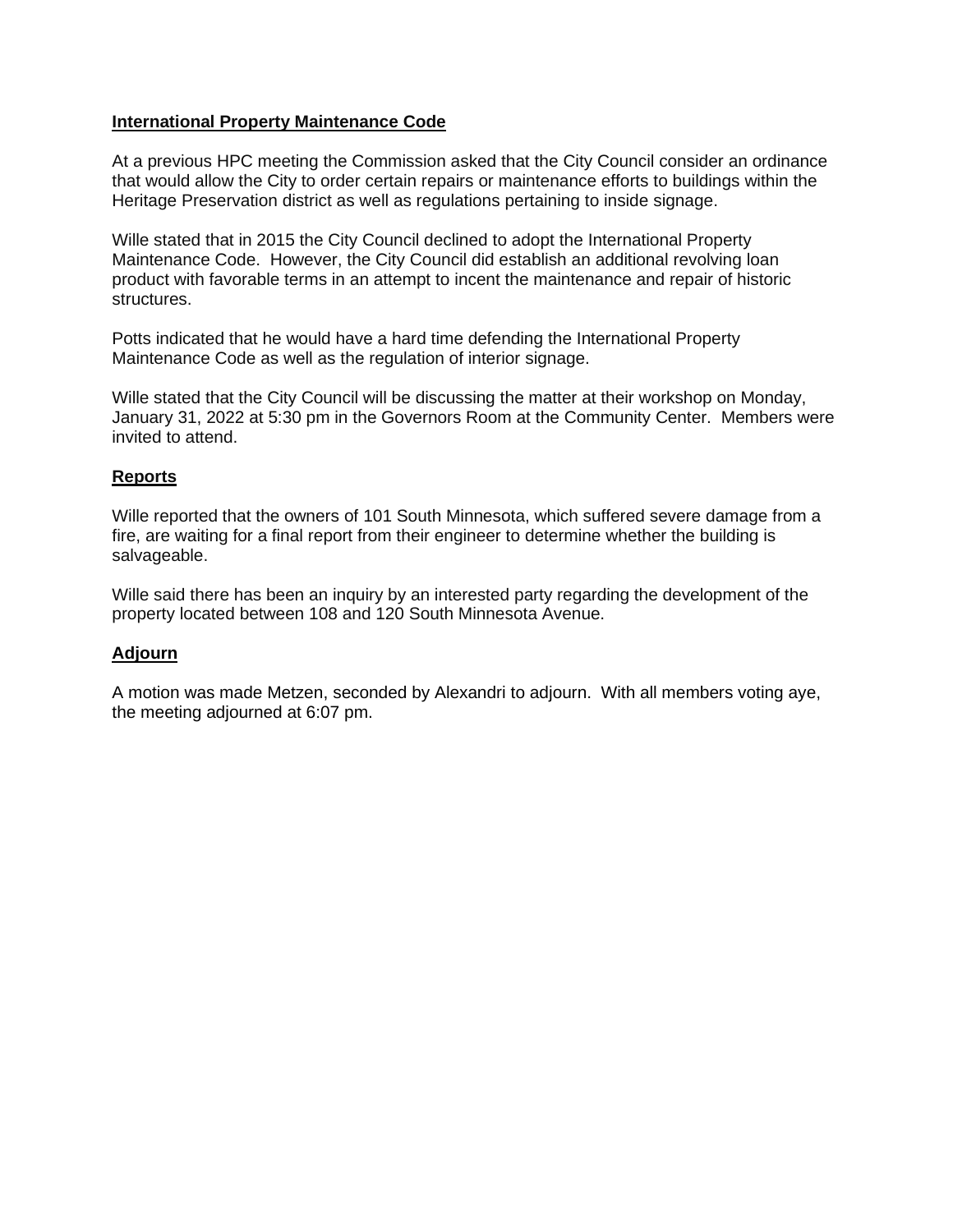**International Property Maintenance Code**

At a previous HPC meeting the Commission asked that the City Council consider an ordinance that would allow the City to order certain repairs or maintenance efforts to buildings within the Heritage Preservation district as well as regulations pertaining to inside signage.

Wille stated that in 2015 the City Council declined to adopt the International Property Maintenance Code. However, the City Council did establish an additional revolving loan product with favorable terms in an attempt to incent the maintenance and repair of historic structures.

Potts indicated that he would have a hard time defending the International Property Maintenance Code as well as the regulation of interior signage.

Wille stated that the City Council will be discussing the matter at their workshop on Monday, January 31, 2022 at 5:30 pm in the Governors Room at the Community Center. Members were invited to attend.

**Reports**

Wille reported that the owners of 101 South Minnesota, which suffered severe damage from a fire, are waiting for a final report from their engineer to determine whether the building is salvageable.

Wille said there has been an inquiry by an interested party regarding the development of the property located between 108 and 120 South Minnesota Avenue.

**Adjourn**

A motion was made Metzen, seconded by Alexandri to adjourn. With all members voting aye, the meeting adjourned at 6:07 pm.